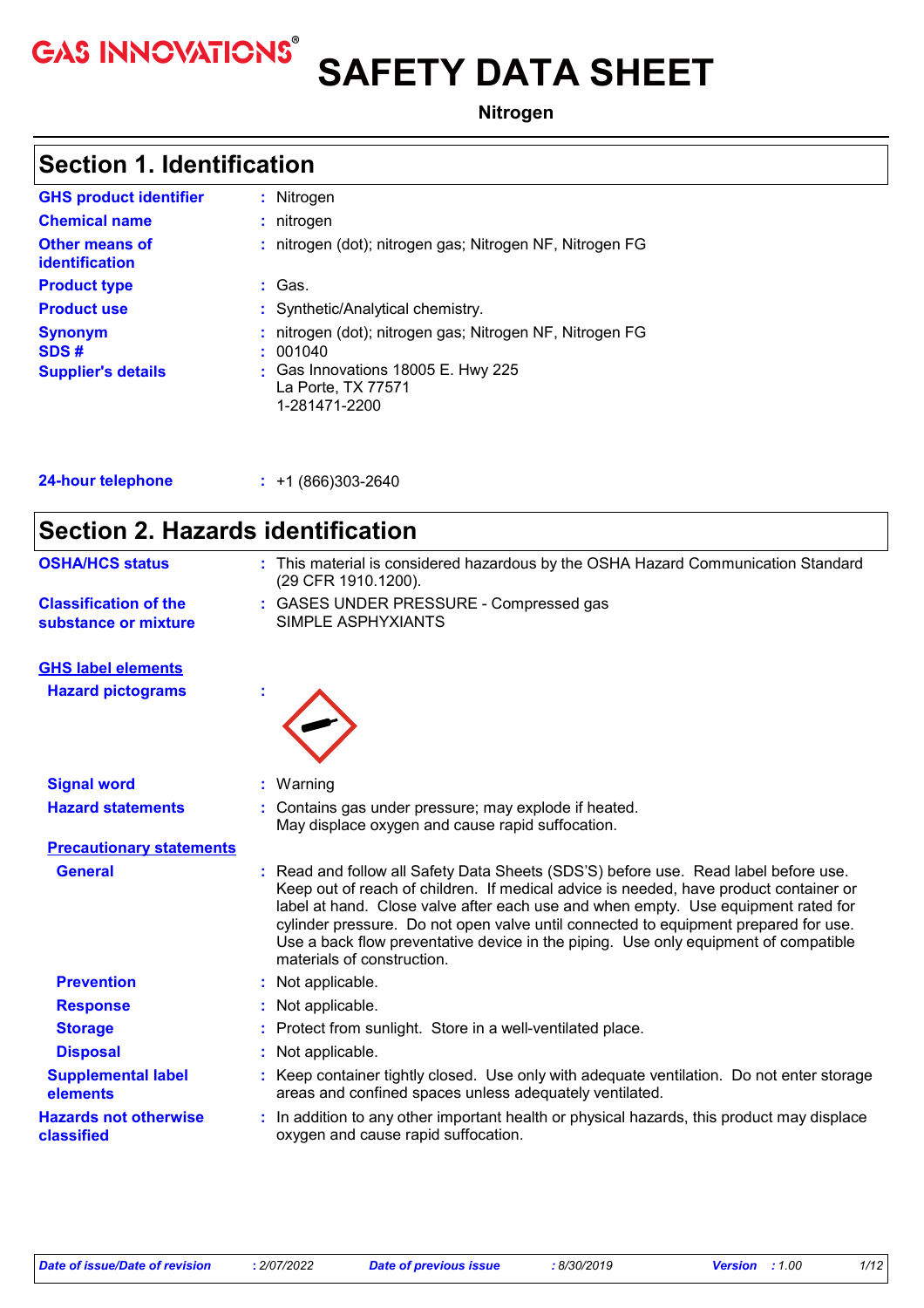# SAFETY DATA SHEET

**Nitrogen**

## Section 1. Identification

| | |
|---|---|
| **GHS product identifier** | : Nitrogen |
| **Chemical name** | : nitrogen |
| **Other means of identification** | : nitrogen (dot); nitrogen gas; Nitrogen NF, Nitrogen FG |
| **Product type** | : Gas. |
| **Product use** | : Synthetic/Analytical chemistry. |
| **Synonym** | : nitrogen (dot); nitrogen gas; Nitrogen NF, Nitrogen FG |
| **SDS #** | : 001040 |
| **Supplier's details** | : Gas Innovations 18005 E. Hwy 225<br>La Porte, TX 77571<br>1-281471-2200 |
| **24-hour telephone** | : +1 (866)303-2640 |

## Section 2. Hazards identification

| | |
|---|---|
| **OSHA/HCS status** | : This material is considered hazardous by the OSHA Hazard Communication Standard (29 CFR 1910.1200). |
| **Classification of the substance or mixture** | : GASES UNDER PRESSURE - Compressed gas<br>SIMPLE ASPHYXIANTS |

**GHS label elements**

| | |
|---|---|
| **Hazard pictograms** | : |
| **Signal word** | : Warning |
| **Hazard statements** | : Contains gas under pressure; may explode if heated.<br>May displace oxygen and cause rapid suffocation. |

**Precautionary statements**

| | |
|---|---|
| **General** | : Read and follow all Safety Data Sheets (SDS'S) before use. Read label before use. Keep out of reach of children. If medical advice is needed, have product container or label at hand. Close valve after each use and when empty. Use equipment rated for cylinder pressure. Do not open valve until connected to equipment prepared for use. Use a back flow preventative device in the piping. Use only equipment of compatible materials of construction. |
| **Prevention** | : Not applicable. |
| **Response** | : Not applicable. |
| **Storage** | : Protect from sunlight. Store in a well-ventilated place. |
| **Disposal** | : Not applicable. |
| **Supplemental label elements** | : Keep container tightly closed. Use only with adequate ventilation. Do not enter storage areas and confined spaces unless adequately ventilated. |
| **Hazards not otherwise classified** | : In addition to any other important health or physical hazards, this product may displace oxygen and cause rapid suffocation. |

*Date of issue/Date of revision* : 2/07/2022 *Date of previous issue* : 8/30/2019 *Version* : 1.00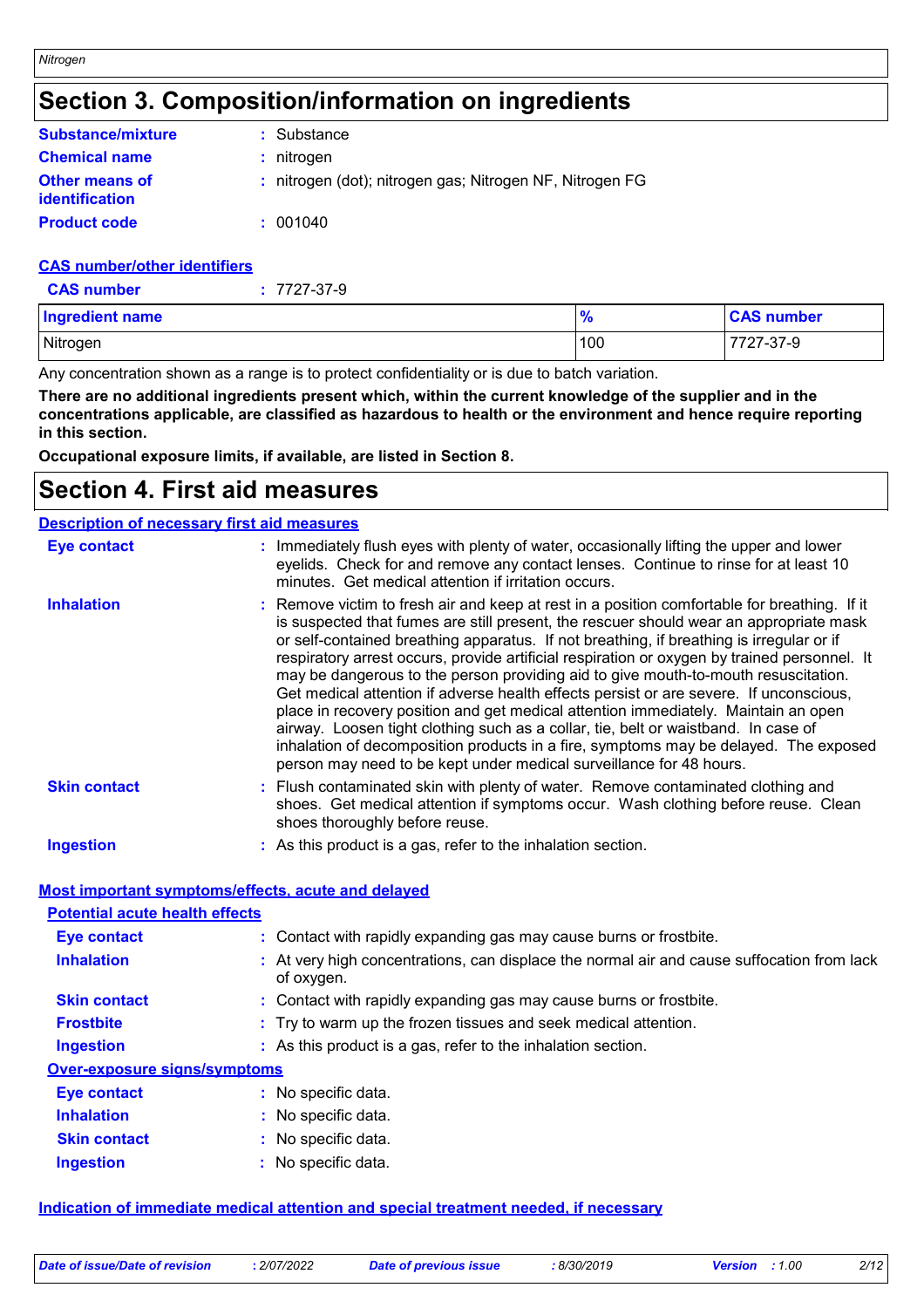# Section 3. Composition/information on ingredients

**Substance/mixture** : Substance

**Chemical name** : nitrogen

**Other means of identification** : nitrogen (dot); nitrogen gas; Nitrogen NF, Nitrogen FG

**Product code** : 001040

**CAS number/other identifiers**

**CAS number** : 7727-37-9

| Ingredient name | % | CAS number |
|---|---|---|
| Nitrogen | 100 | 7727-37-9 |

Any concentration shown as a range is to protect confidentiality or is due to batch variation.

**There are no additional ingredients present which, within the current knowledge of the supplier and in the concentrations applicable, are classified as hazardous to health or the environment and hence require reporting in this section.**

**Occupational exposure limits, if available, are listed in Section 8.**

# Section 4. First aid measures

**Description of necessary first aid measures**

**Eye contact** : Immediately flush eyes with plenty of water, occasionally lifting the upper and lower eyelids. Check for and remove any contact lenses. Continue to rinse for at least 10 minutes. Get medical attention if irritation occurs.

**Inhalation** : Remove victim to fresh air and keep at rest in a position comfortable for breathing. If it is suspected that fumes are still present, the rescuer should wear an appropriate mask or self-contained breathing apparatus. If not breathing, if breathing is irregular or if respiratory arrest occurs, provide artificial respiration or oxygen by trained personnel. It may be dangerous to the person providing aid to give mouth-to-mouth resuscitation. Get medical attention if adverse health effects persist or are severe. If unconscious, place in recovery position and get medical attention immediately. Maintain an open airway. Loosen tight clothing such as a collar, tie, belt or waistband. In case of inhalation of decomposition products in a fire, symptoms may be delayed. The exposed person may need to be kept under medical surveillance for 48 hours.

**Skin contact** : Flush contaminated skin with plenty of water. Remove contaminated clothing and shoes. Get medical attention if symptoms occur. Wash clothing before reuse. Clean shoes thoroughly before reuse.

**Ingestion** : As this product is a gas, refer to the inhalation section.

**Most important symptoms/effects, acute and delayed**

**Potential acute health effects**

**Eye contact** : Contact with rapidly expanding gas may cause burns or frostbite.

**Inhalation** : At very high concentrations, can displace the normal air and cause suffocation from lack of oxygen.

**Skin contact** : Contact with rapidly expanding gas may cause burns or frostbite.

**Frostbite** : Try to warm up the frozen tissues and seek medical attention.

**Ingestion** : As this product is a gas, refer to the inhalation section.

**Over-exposure signs/symptoms**

**Eye contact** : No specific data.

**Inhalation** : No specific data.

**Skin contact** : No specific data.

**Ingestion** : No specific data.

**Indication of immediate medical attention and special treatment needed, if necessary**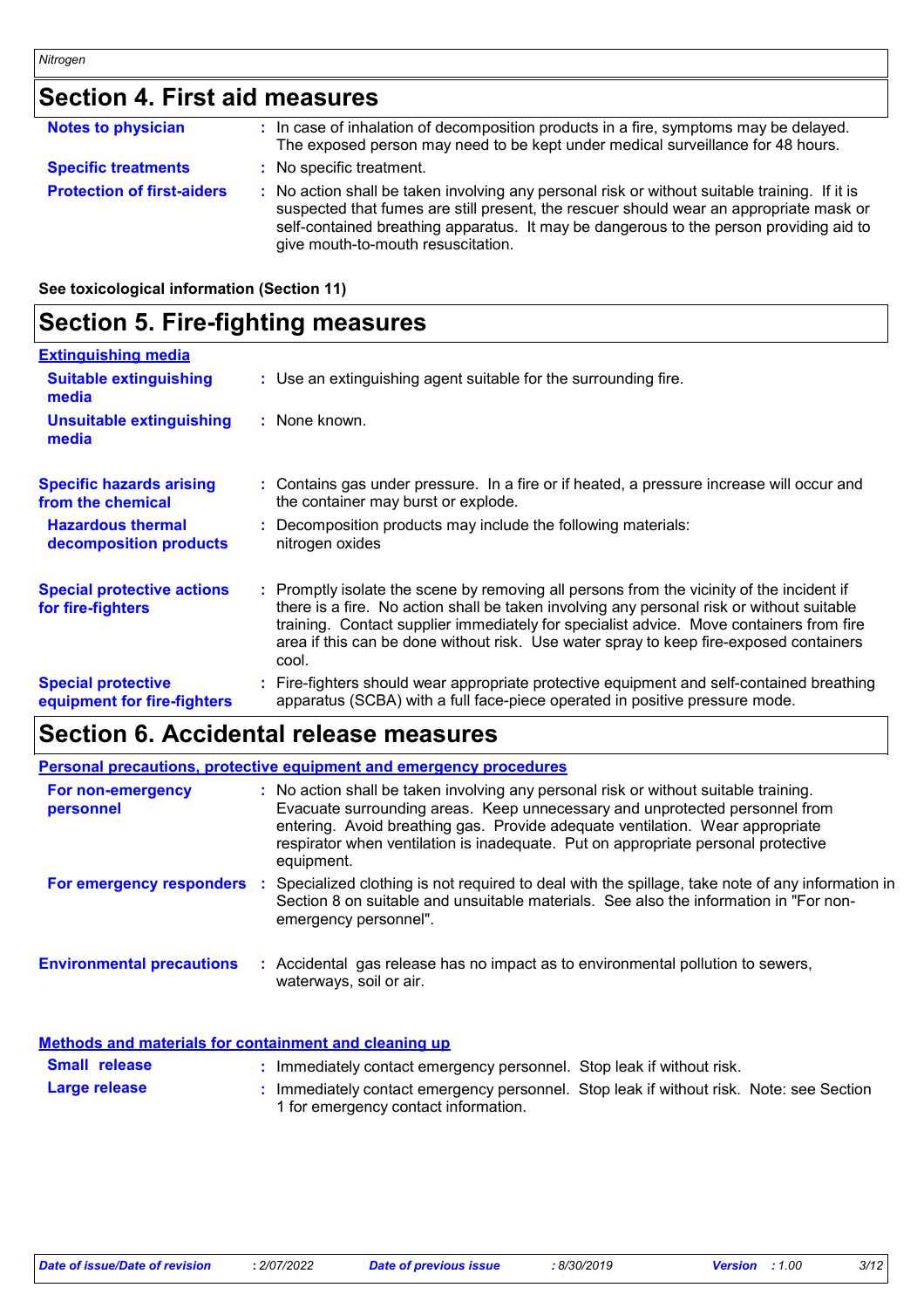## Section 4. First aid measures

**Notes to physician** : In case of inhalation of decomposition products in a fire, symptoms may be delayed. The exposed person may need to be kept under medical surveillance for 48 hours.

**Specific treatments** : No specific treatment.

**Protection of first-aiders** : No action shall be taken involving any personal risk or without suitable training. If it is suspected that fumes are still present, the rescuer should wear an appropriate mask or self-contained breathing apparatus. It may be dangerous to the person providing aid to give mouth-to-mouth resuscitation.

**See toxicological information (Section 11)**

## Section 5. Fire-fighting measures

**Extinguishing media**

**Suitable extinguishing media** : Use an extinguishing agent suitable for the surrounding fire.

**Unsuitable extinguishing media** : None known.

**Specific hazards arising from the chemical** : Contains gas under pressure. In a fire or if heated, a pressure increase will occur and the container may burst or explode.

**Hazardous thermal decomposition products** : Decomposition products may include the following materials: nitrogen oxides

**Special protective actions for fire-fighters** : Promptly isolate the scene by removing all persons from the vicinity of the incident if there is a fire. No action shall be taken involving any personal risk or without suitable training. Contact supplier immediately for specialist advice. Move containers from fire area if this can be done without risk. Use water spray to keep fire-exposed containers cool.

**Special protective equipment for fire-fighters** : Fire-fighters should wear appropriate protective equipment and self-contained breathing apparatus (SCBA) with a full face-piece operated in positive pressure mode.

## Section 6. Accidental release measures

**Personal precautions, protective equipment and emergency procedures**

**For non-emergency personnel** : No action shall be taken involving any personal risk or without suitable training. Evacuate surrounding areas. Keep unnecessary and unprotected personnel from entering. Avoid breathing gas. Provide adequate ventilation. Wear appropriate respirator when ventilation is inadequate. Put on appropriate personal protective equipment.

**For emergency responders** : Specialized clothing is not required to deal with the spillage, take note of any information in Section 8 on suitable and unsuitable materials. See also the information in "For non-emergency personnel".

**Environmental precautions** : Accidental gas release has no impact as to environmental pollution to sewers, waterways, soil or air.

**Methods and materials for containment and cleaning up**

**Small release** : Immediately contact emergency personnel. Stop leak if without risk.

**Large release** : Immediately contact emergency personnel. Stop leak if without risk. Note: see Section 1 for emergency contact information.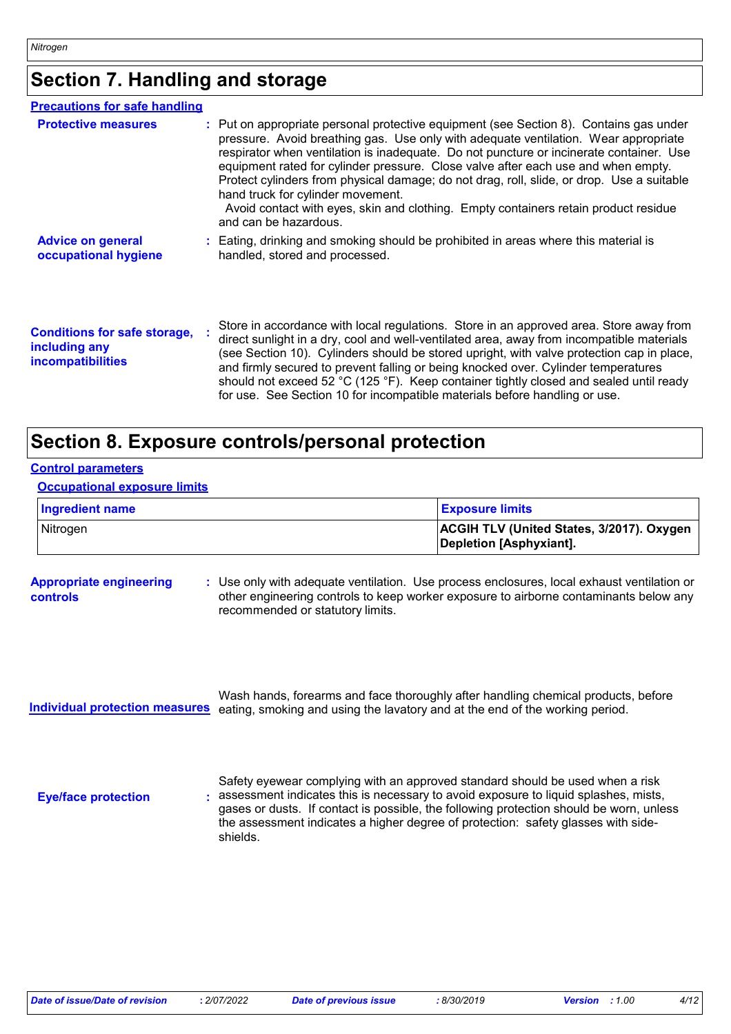## Section 7. Handling and storage

**Precautions for safe handling**

**Protective measures** : Put on appropriate personal protective equipment (see Section 8). Contains gas under pressure. Avoid breathing gas. Use only with adequate ventilation. Wear appropriate respirator when ventilation is inadequate. Do not puncture or incinerate container. Use equipment rated for cylinder pressure. Close valve after each use and when empty. Protect cylinders from physical damage; do not drag, roll, slide, or drop. Use a suitable hand truck for cylinder movement.
Avoid contact with eyes, skin and clothing. Empty containers retain product residue and can be hazardous.

**Advice on general occupational hygiene** : Eating, drinking and smoking should be prohibited in areas where this material is handled, stored and processed.

**Conditions for safe storage, including any incompatibilities** : Store in accordance with local regulations. Store in an approved area. Store away from direct sunlight in a dry, cool and well-ventilated area, away from incompatible materials (see Section 10). Cylinders should be stored upright, with valve protection cap in place, and firmly secured to prevent falling or being knocked over. Cylinder temperatures should not exceed 52 °C (125 °F). Keep container tightly closed and sealed until ready for use. See Section 10 for incompatible materials before handling or use.

## Section 8. Exposure controls/personal protection

**Control parameters**

**Occupational exposure limits**

| Ingredient name | Exposure limits |
|---|---|
| Nitrogen | **ACGIH TLV (United States, 3/2017). Oxygen Depletion [Asphyxiant].** |

**Appropriate engineering controls** : Use only with adequate ventilation. Use process enclosures, local exhaust ventilation or other engineering controls to keep worker exposure to airborne contaminants below any recommended or statutory limits.

**Individual protection measures**

Wash hands, forearms and face thoroughly after handling chemical products, before eating, smoking and using the lavatory and at the end of the working period.

**Eye/face protection** : Safety eyewear complying with an approved standard should be used when a risk assessment indicates this is necessary to avoid exposure to liquid splashes, mists, gases or dusts. If contact is possible, the following protection should be worn, unless the assessment indicates a higher degree of protection: safety glasses with side-shields.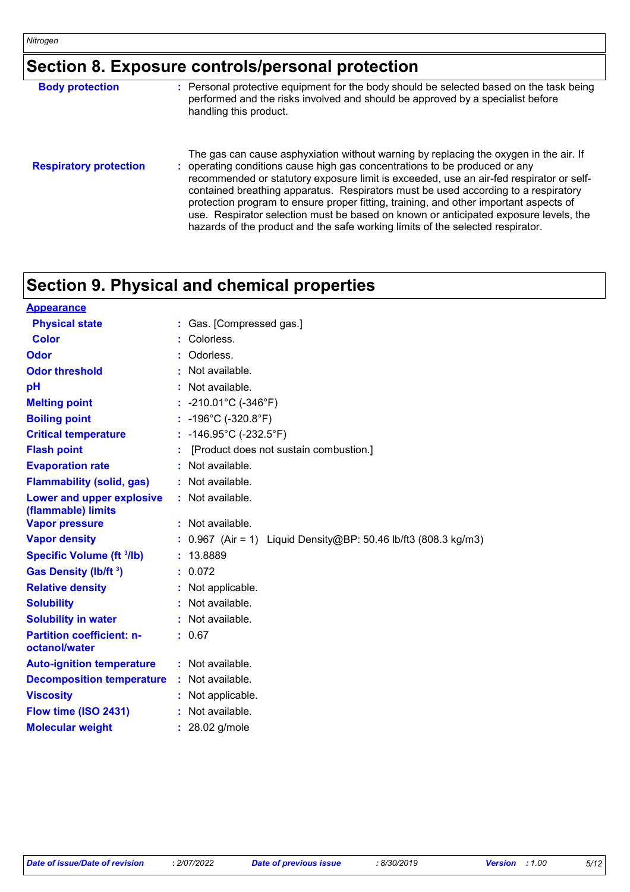## Section 8. Exposure controls/personal protection

| | |
|---|---|
| **Body protection** | : Personal protective equipment for the body should be selected based on the task being performed and the risks involved and should be approved by a specialist before handling this product. |
| **Respiratory protection** | : The gas can cause asphyxiation without warning by replacing the oxygen in the air. If operating conditions cause high gas concentrations to be produced or any recommended or statutory exposure limit is exceeded, use an air-fed respirator or self-contained breathing apparatus. Respirators must be used according to a respiratory protection program to ensure proper fitting, training, and other important aspects of use. Respirator selection must be based on known or anticipated exposure levels, the hazards of the product and the safe working limits of the selected respirator. |

## Section 9. Physical and chemical properties

**Appearance**

| | |
|---|---|
| **Physical state** | : Gas. [Compressed gas.] |
| **Color** | : Colorless. |
| **Odor** | : Odorless. |
| **Odor threshold** | : Not available. |
| **pH** | : Not available. |
| **Melting point** | : -210.01°C (-346°F) |
| **Boiling point** | : -196°C (-320.8°F) |
| **Critical temperature** | : -146.95°C (-232.5°F) |
| **Flash point** | : [Product does not sustain combustion.] |
| **Evaporation rate** | : Not available. |
| **Flammability (solid, gas)** | : Not available. |
| **Lower and upper explosive (flammable) limits** | : Not available. |
| **Vapor pressure** | : Not available. |
| **Vapor density** | : 0.967 (Air = 1) Liquid Density@BP: 50.46 lb/ft3 (808.3 kg/m3) |
| **Specific Volume ($ft^3$/lb)** | : 13.8889 |
| **Gas Density (lb/$ft^3$)** | : 0.072 |
| **Relative density** | : Not applicable. |
| **Solubility** | : Not available. |
| **Solubility in water** | : Not available. |
| **Partition coefficient: n-octanol/water** | : 0.67 |
| **Auto-ignition temperature** | : Not available. |
| **Decomposition temperature** | : Not available. |
| **Viscosity** | : Not applicable. |
| **Flow time (ISO 2431)** | : Not available. |
| **Molecular weight** | : 28.02 g/mole |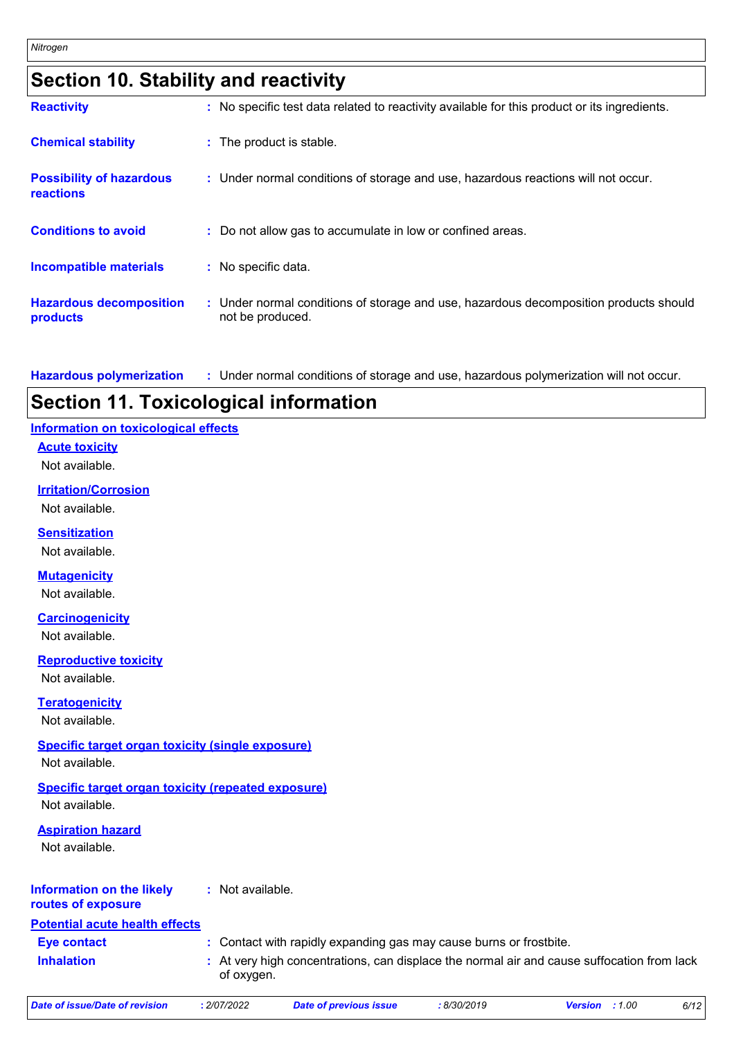## Section 10. Stability and reactivity

| | |
|---|---|
| **Reactivity** | : No specific test data related to reactivity available for this product or its ingredients. |
| **Chemical stability** | : The product is stable. |
| **Possibility of hazardous reactions** | : Under normal conditions of storage and use, hazardous reactions will not occur. |
| **Conditions to avoid** | : Do not allow gas to accumulate in low or confined areas. |
| **Incompatible materials** | : No specific data. |
| **Hazardous decomposition products** | : Under normal conditions of storage and use, hazardous decomposition products should not be produced. |
| **Hazardous polymerization** | : Under normal conditions of storage and use, hazardous polymerization will not occur. |

## Section 11. Toxicological information

### Information on toxicological effects

**Acute toxicity**

Not available.

**Irritation/Corrosion**

Not available.

**Sensitization**

Not available.

**Mutagenicity**

Not available.

**Carcinogenicity**

Not available.

**Reproductive toxicity**

Not available.

**Teratogenicity**

Not available.

**Specific target organ toxicity (single exposure)**

Not available.

**Specific target organ toxicity (repeated exposure)**

Not available.

**Aspiration hazard**

Not available.

| | |
|---|---|
| **Information on the likely routes of exposure** | : Not available. |

### Potential acute health effects

| | |
|---|---|
| **Eye contact** | : Contact with rapidly expanding gas may cause burns or frostbite. |
| **Inhalation** | : At very high concentrations, can displace the normal air and cause suffocation from lack of oxygen. |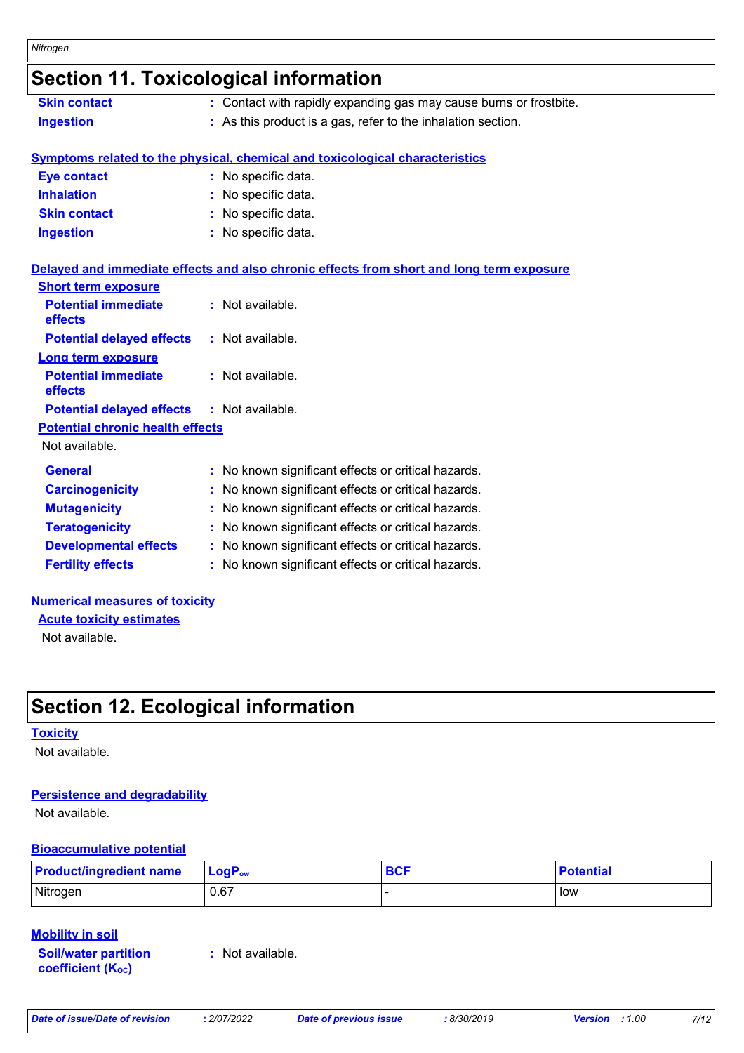# Section 11. Toxicological information

**Skin contact** : Contact with rapidly expanding gas may cause burns or frostbite.

**Ingestion** : As this product is a gas, refer to the inhalation section.

**Symptoms related to the physical, chemical and toxicological characteristics**

**Eye contact** : No specific data.

**Inhalation** : No specific data.

**Skin contact** : No specific data.

**Ingestion** : No specific data.

**Delayed and immediate effects and also chronic effects from short and long term exposure**

**Short term exposure**

**Potential immediate effects** : Not available.

**Potential delayed effects** : Not available.

**Long term exposure**

**Potential immediate effects** : Not available.

**Potential delayed effects** : Not available.

**Potential chronic health effects**

Not available.

**General** : No known significant effects or critical hazards.

**Carcinogenicity** : No known significant effects or critical hazards.

**Mutagenicity** : No known significant effects or critical hazards.

**Teratogenicity** : No known significant effects or critical hazards.

**Developmental effects** : No known significant effects or critical hazards.

**Fertility effects** : No known significant effects or critical hazards.

**Numerical measures of toxicity**

**Acute toxicity estimates**

Not available.

# Section 12. Ecological information

**Toxicity**

Not available.

**Persistence and degradability**

Not available.

**Bioaccumulative potential**

| Product/ingredient name | $LogP_{ow}$ | BCF | Potential |
|---|---|---|---|
| Nitrogen | 0.67 | - | low |

**Mobility in soil**

**Soil/water partition coefficient ($K_{OC}$)** : Not available.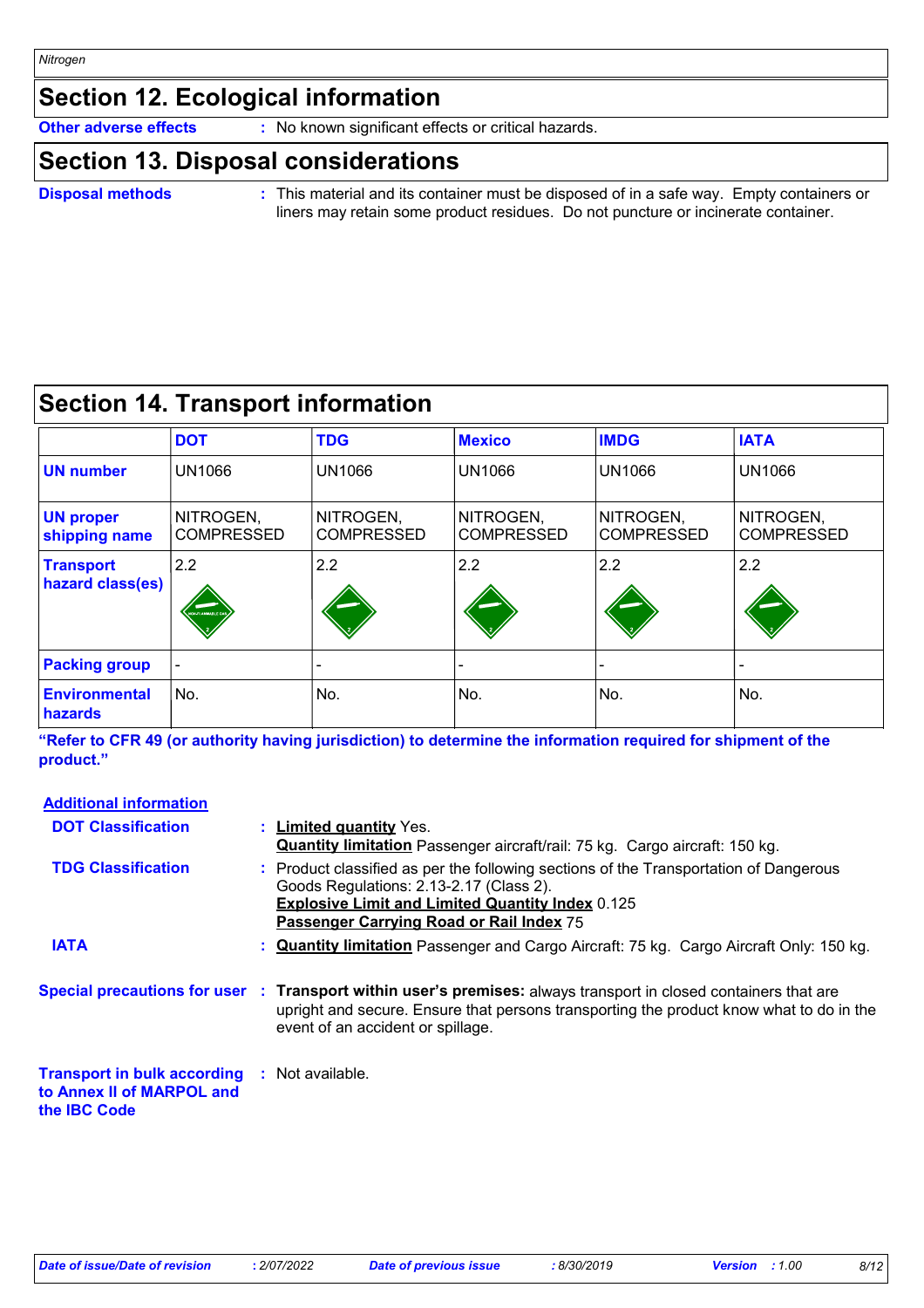## Section 12. Ecological information

**Other adverse effects** : No known significant effects or critical hazards.

## Section 13. Disposal considerations

**Disposal methods** : This material and its container must be disposed of in a safe way. Empty containers or liners may retain some product residues. Do not puncture or incinerate container.

## Section 14. Transport information

| | DOT | TDG | Mexico | IMDG | IATA |
|---|---|---|---|---|---|
| **UN number** | UN1066 | UN1066 | UN1066 | UN1066 | UN1066 |
| **UN proper shipping name** | NITROGEN, COMPRESSED | NITROGEN, COMPRESSED | NITROGEN, COMPRESSED | NITROGEN, COMPRESSED | NITROGEN, COMPRESSED |
| **Transport hazard class(es)** | 2.2 | 2.2 | 2.2 | 2.2 | 2.2 |
| **Packing group** | - | - | - | - | - |
| **Environmental hazards** | No. | No. | No. | No. | No. |

**"Refer to CFR 49 (or authority having jurisdiction) to determine the information required for shipment of the product."**

**Additional information**

**DOT Classification** : **Limited quantity** Yes.
**Quantity limitation** Passenger aircraft/rail: 75 kg. Cargo aircraft: 150 kg.

**TDG Classification** : Product classified as per the following sections of the Transportation of Dangerous Goods Regulations: 2.13-2.17 (Class 2).
**Explosive Limit and Limited Quantity Index** 0.125
**Passenger Carrying Road or Rail Index** 75

**IATA** : **Quantity limitation** Passenger and Cargo Aircraft: 75 kg. Cargo Aircraft Only: 150 kg.

**Special precautions for user** : **Transport within user's premises:** always transport in closed containers that are upright and secure. Ensure that persons transporting the product know what to do in the event of an accident or spillage.

**Transport in bulk according to Annex II of MARPOL and the IBC Code** : Not available.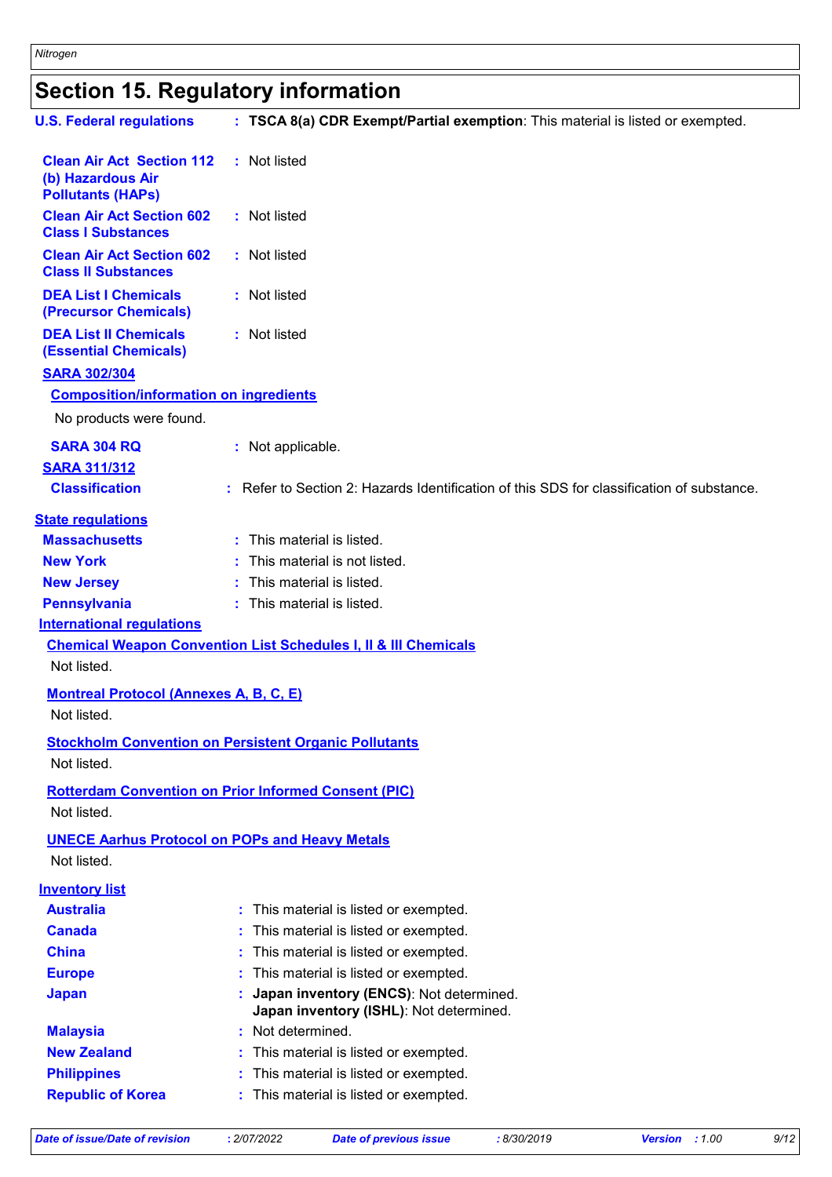# Section 15. Regulatory information

**U.S. Federal regulations** : **TSCA 8(a) CDR Exempt/Partial exemption**: This material is listed or exempted.

**Clean Air Act Section 112 (b) Hazardous Air Pollutants (HAPs)** : Not listed

**Clean Air Act Section 602 Class I Substances** : Not listed

**Clean Air Act Section 602 Class II Substances** : Not listed

**DEA List I Chemicals (Precursor Chemicals)** : Not listed

**DEA List II Chemicals (Essential Chemicals)** : Not listed

**SARA 302/304**

**Composition/information on ingredients**

No products were found.

**SARA 304 RQ** : Not applicable.

**SARA 311/312**

**Classification** : Refer to Section 2: Hazards Identification of this SDS for classification of substance.

**State regulations**

**Massachusetts** : This material is listed.

**New York** : This material is not listed.

**New Jersey** : This material is listed.

**Pennsylvania** : This material is listed.

**International regulations**

**Chemical Weapon Convention List Schedules I, II & III Chemicals**

Not listed.

**Montreal Protocol (Annexes A, B, C, E)**

Not listed.

**Stockholm Convention on Persistent Organic Pollutants**

Not listed.

**Rotterdam Convention on Prior Informed Consent (PIC)**

Not listed.

**UNECE Aarhus Protocol on POPs and Heavy Metals**

Not listed.

**Inventory list**

**Australia** : This material is listed or exempted.

**Canada** : This material is listed or exempted.

**China** : This material is listed or exempted.

**Europe** : This material is listed or exempted.

**Japan** : **Japan inventory (ENCS)**: Not determined.
**Japan inventory (ISHL)**: Not determined.

**Malaysia** : Not determined.

**New Zealand** : This material is listed or exempted.

**Philippines** : This material is listed or exempted.

**Republic of Korea** : This material is listed or exempted.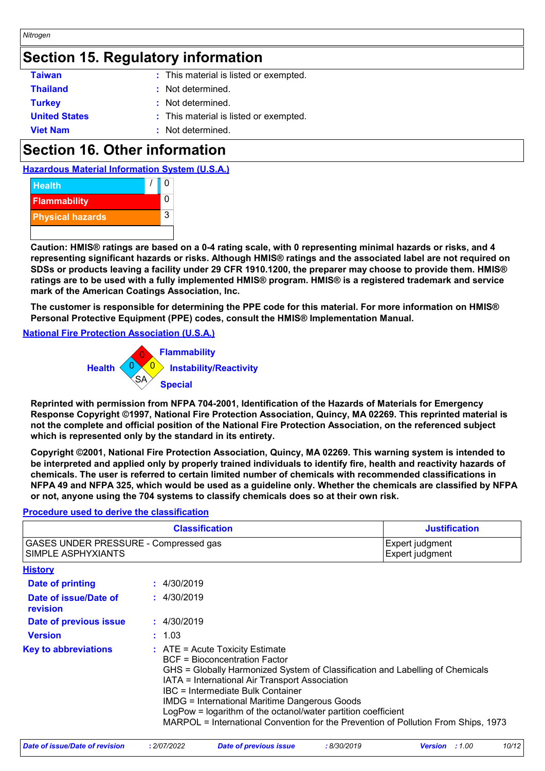## Section 15. Regulatory information

| | | |
|---|---|---|
| **Taiwan** | : | This material is listed or exempted. |
| **Thailand** | : | Not determined. |
| **Turkey** | : | Not determined. |
| **United States** | : | This material is listed or exempted. |
| **Viet Nam** | : | Not determined. |

## Section 16. Other information

**Hazardous Material Information System (U.S.A.)**

| | |
|---|---|
| Health | / 0 |
| Flammability | 0 |
| Physical hazards | 3 |

**Caution: HMIS® ratings are based on a 0-4 rating scale, with 0 representing minimal hazards or risks, and 4 representing significant hazards or risks. Although HMIS® ratings and the associated label are not required on SDSs or products leaving a facility under 29 CFR 1910.1200, the preparer may choose to provide them. HMIS® ratings are to be used with a fully implemented HMIS® program. HMIS® is a registered trademark and service mark of the American Coatings Association, Inc.**

**The customer is responsible for determining the PPE code for this material. For more information on HMIS® Personal Protective Equipment (PPE) codes, consult the HMIS® Implementation Manual.**

**National Fire Protection Association (U.S.A.)**

Flammability: 0
Health: 0
Instability/Reactivity: 0
Special: SA

**Reprinted with permission from NFPA 704-2001, Identification of the Hazards of Materials for Emergency Response Copyright ©1997, National Fire Protection Association, Quincy, MA 02269. This reprinted material is not the complete and official position of the National Fire Protection Association, on the referenced subject which is represented only by the standard in its entirety.**

**Copyright ©2001, National Fire Protection Association, Quincy, MA 02269. This warning system is intended to be interpreted and applied only by properly trained individuals to identify fire, health and reactivity hazards of chemicals. The user is referred to certain limited number of chemicals with recommended classifications in NFPA 49 and NFPA 325, which would be used as a guideline only. Whether the chemicals are classified by NFPA or not, anyone using the 704 systems to classify chemicals does so at their own risk.**

**Procedure used to derive the classification**

| Classification | Justification |
|---|---|
| GASES UNDER PRESSURE - Compressed gas | Expert judgment |
| SIMPLE ASPHYXIANTS | Expert judgment |

**History**

| | | |
|---|---|---|
| **Date of printing** | : | 4/30/2019 |
| **Date of issue/Date of revision** | : | 4/30/2019 |
| **Date of previous issue** | : | 4/30/2019 |
| **Version** | : | 1.03 |

**Key to abbreviations** :
ATE = Acute Toxicity Estimate
BCF = Bioconcentration Factor
GHS = Globally Harmonized System of Classification and Labelling of Chemicals
IATA = International Air Transport Association
IBC = Intermediate Bulk Container
IMDG = International Maritime Dangerous Goods
LogPow = logarithm of the octanol/water partition coefficient
MARPOL = International Convention for the Prevention of Pollution From Ships, 1973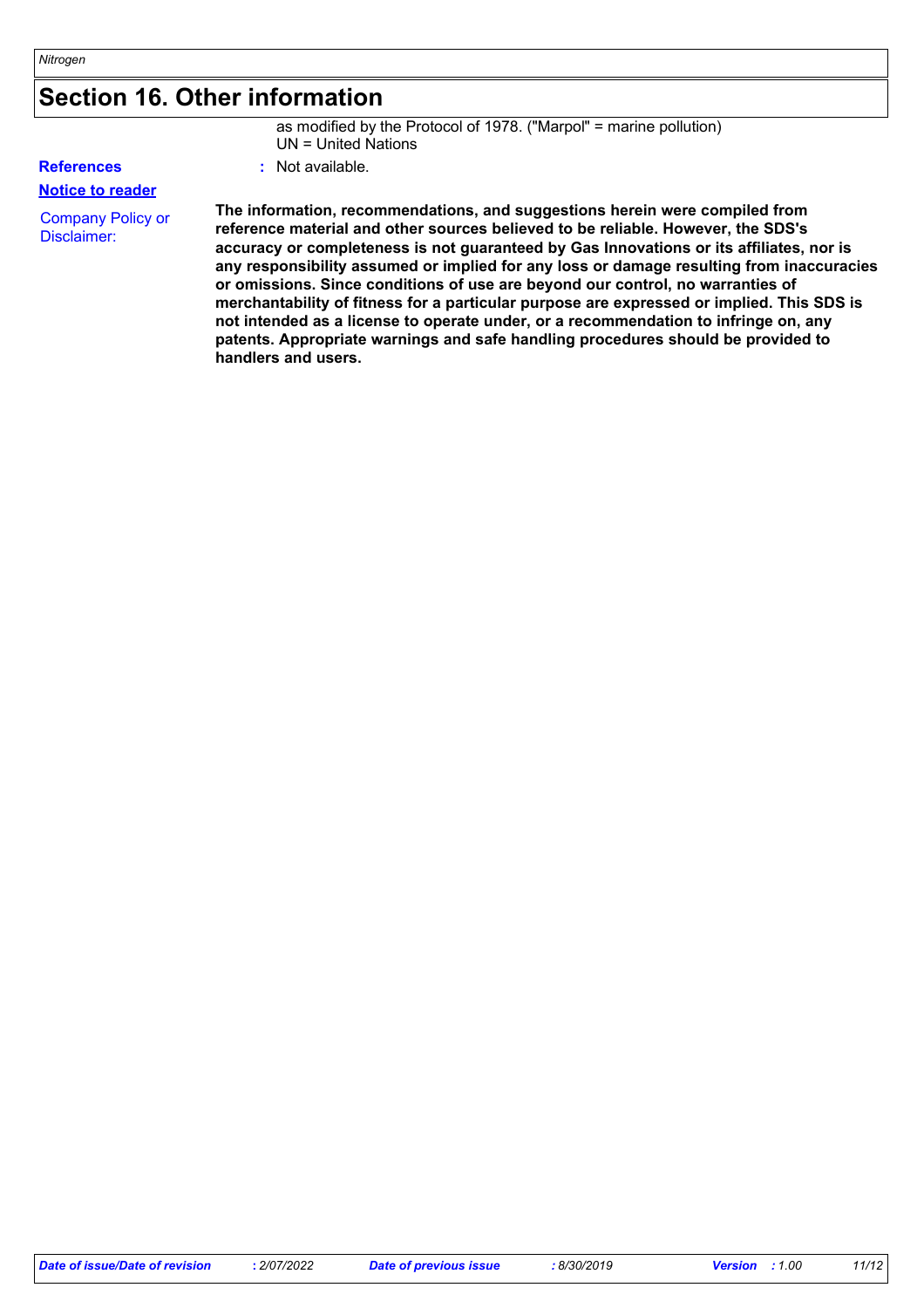## Section 16. Other information

as modified by the Protocol of 1978. ("Marpol" = marine pollution)
UN = United Nations

**References** : Not available.

**Notice to reader**

Company Policy or Disclaimer:

**The information, recommendations, and suggestions herein were compiled from reference material and other sources believed to be reliable. However, the SDS's accuracy or completeness is not guaranteed by Gas Innovations or its affiliates, nor is any responsibility assumed or implied for any loss or damage resulting from inaccuracies or omissions. Since conditions of use are beyond our control, no warranties of merchantability of fitness for a particular purpose are expressed or implied. This SDS is not intended as a license to operate under, or a recommendation to infringe on, any patents. Appropriate warnings and safe handling procedures should be provided to handlers and users.**